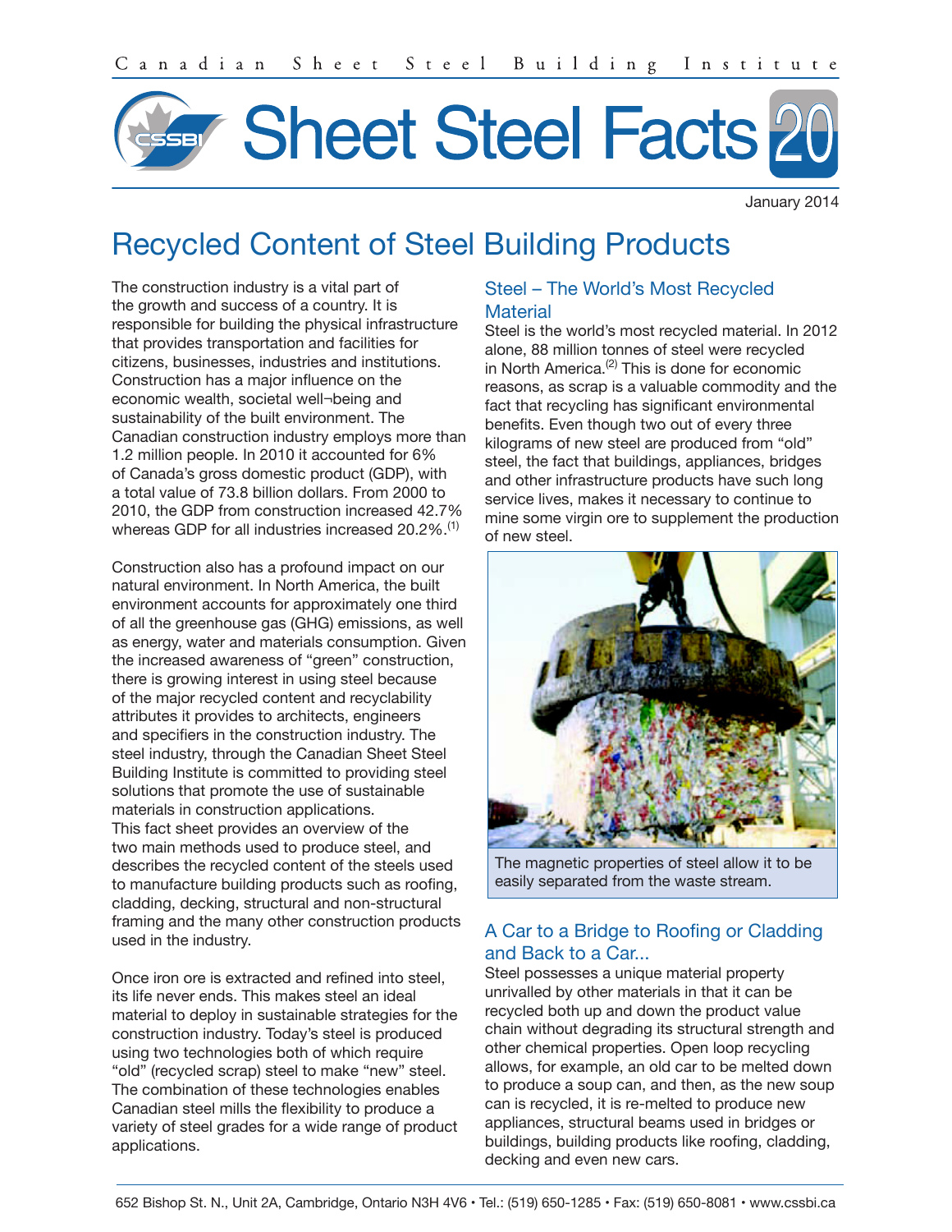Canadian Sheet Steel Building Institute

# Sheet Steel Facts 20

January 2014

## Recycled Content of Steel Building Products

The construction industry is a vital part of the growth and success of a country. It is responsible for building the physical infrastructure that provides transportation and facilities for citizens, businesses, industries and institutions. Construction has a major influence on the economic wealth, societal well¬being and sustainability of the built environment. The Canadian construction industry employs more than 1.2 million people. In 2010 it accounted for 6% of Canada's gross domestic product (GDP), with a total value of 73.8 billion dollars. From 2000 to 2010, the GDP from construction increased 42.7% whereas GDP for all industries increased 20.2%.[1]

Construction also has a profound impact on our natural environment. In North America, the built environment accounts for approximately one third of all the greenhouse gas (GHG) emissions, as well as energy, water and materials consumption. Given the increased awareness of "green" construction, there is growing interest in using steel because of the major recycled content and recyclability attributes it provides to architects, engineers and specifiers in the construction industry. The steel industry, through the Canadian Sheet Steel Building Institute is committed to providing steel solutions that promote the use of sustainable materials in construction applications.
This fact sheet provides an overview of the two main methods used to produce steel, and describes the recycled content of the steels used to manufacture building products such as roofing, cladding, decking, structural and non-structural framing and the many other construction products used in the industry.

Once iron ore is extracted and refined into steel, its life never ends. This makes steel an ideal material to deploy in sustainable strategies for the construction industry. Today's steel is produced using two technologies both of which require "old" (recycled scrap) steel to make "new" steel. The combination of these technologies enables Canadian steel mills the flexibility to produce a variety of steel grades for a wide range of product applications.

### Steel – The World's Most Recycled Material

Steel is the world's most recycled material. In 2012 alone, 88 million tonnes of steel were recycled in North America.[2] This is done for economic reasons, as scrap is a valuable commodity and the fact that recycling has significant environmental benefits. Even though two out of every three kilograms of new steel are produced from "old" steel, the fact that buildings, appliances, bridges and other infrastructure products have such long service lives, makes it necessary to continue to mine some virgin ore to supplement the production of new steel.

The magnetic properties of steel allow it to be easily separated from the waste stream.

### A Car to a Bridge to Roofing or Cladding and Back to a Car...

Steel possesses a unique material property unrivalled by other materials in that it can be recycled both up and down the product value chain without degrading its structural strength and other chemical properties. Open loop recycling allows, for example, an old car to be melted down to produce a soup can, and then, as the new soup can is recycled, it is re-melted to produce new appliances, structural beams used in bridges or buildings, building products like roofing, cladding, decking and even new cars.

652 Bishop St. N., Unit 2A, Cambridge, Ontario N3H 4V6 • Tel.: (519) 650-1285 • Fax: (519) 650-8081 • www.cssbi.ca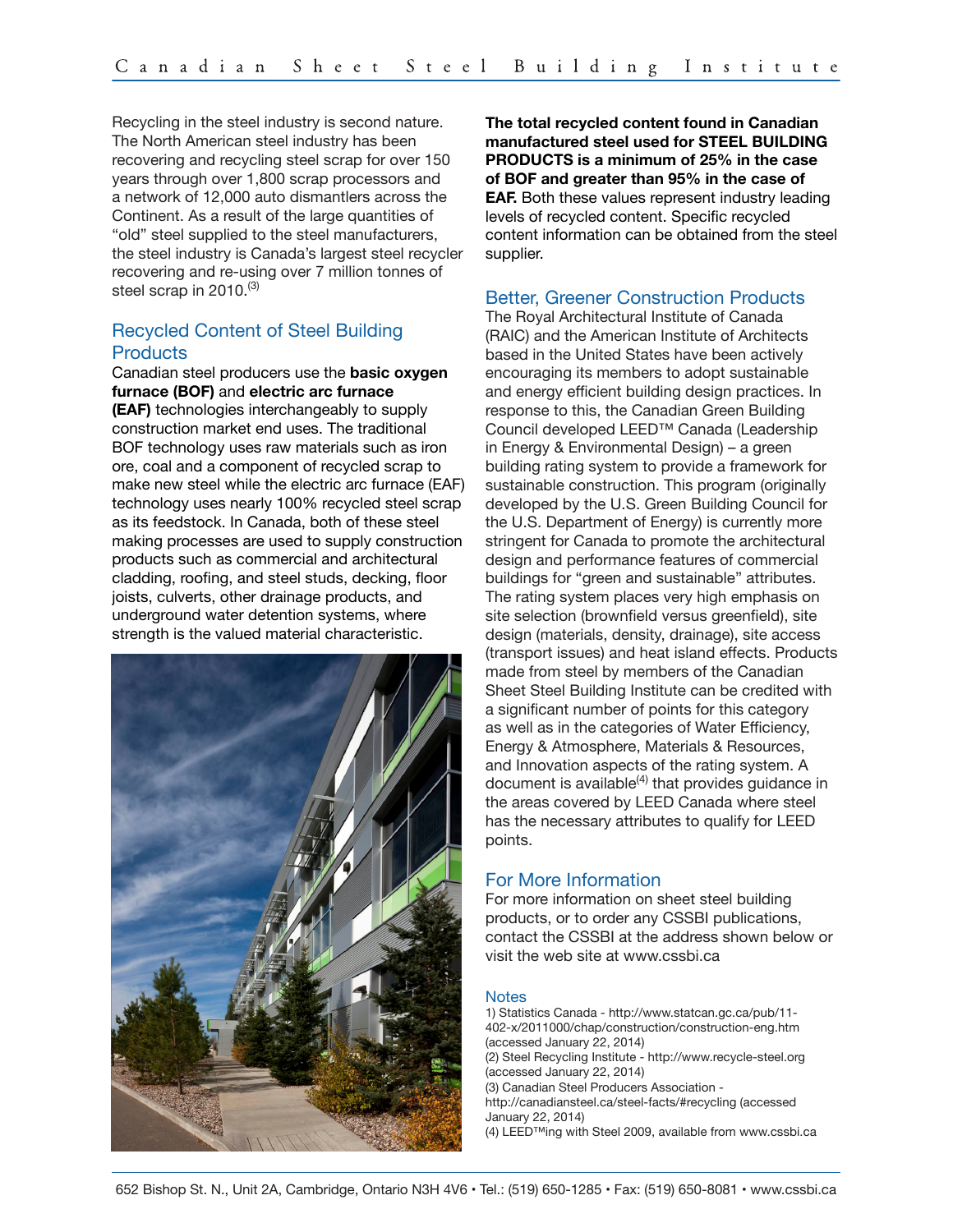Recycling in the steel industry is second nature. The North American steel industry has been recovering and recycling steel scrap for over 150 years through over 1,800 scrap processors and a network of 12,000 auto dismantlers across the Continent. As a result of the large quantities of "old" steel supplied to the steel manufacturers, the steel industry is Canada's largest steel recycler recovering and re-using over 7 million tonnes of steel scrap in 2010.[3]

## Recycled Content of Steel Building Products

Canadian steel producers use the **basic oxygen furnace (BOF)** and **electric arc furnace (EAF)** technologies interchangeably to supply construction market end uses. The traditional BOF technology uses raw materials such as iron ore, coal and a component of recycled scrap to make new steel while the electric arc furnace (EAF) technology uses nearly 100% recycled steel scrap as its feedstock. In Canada, both of these steel making processes are used to supply construction products such as commercial and architectural cladding, roofing, and steel studs, decking, floor joists, culverts, other drainage products, and underground water detention systems, where strength is the valued material characteristic.

**The total recycled content found in Canadian manufactured steel used for STEEL BUILDING PRODUCTS is a minimum of 25% in the case of BOF and greater than 95% in the case of EAF.** Both these values represent industry leading levels of recycled content. Specific recycled content information can be obtained from the steel supplier.

## Better, Greener Construction Products

The Royal Architectural Institute of Canada (RAIC) and the American Institute of Architects based in the United States have been actively encouraging its members to adopt sustainable and energy efficient building design practices. In response to this, the Canadian Green Building Council developed LEED™ Canada (Leadership in Energy & Environmental Design) – a green building rating system to provide a framework for sustainable construction. This program (originally developed by the U.S. Green Building Council for the U.S. Department of Energy) is currently more stringent for Canada to promote the architectural design and performance features of commercial buildings for "green and sustainable" attributes. The rating system places very high emphasis on site selection (brownfield versus greenfield), site design (materials, density, drainage), site access (transport issues) and heat island effects. Products made from steel by members of the Canadian Sheet Steel Building Institute can be credited with a significant number of points for this category as well as in the categories of Water Efficiency, Energy & Atmosphere, Materials & Resources, and Innovation aspects of the rating system. A document is available[4] that provides guidance in the areas covered by LEED Canada where steel has the necessary attributes to qualify for LEED points.

## For More Information

For more information on sheet steel building products, or to order any CSSBI publications, contact the CSSBI at the address shown below or visit the web site at www.cssbi.ca

### Notes

1) Statistics Canada - http://www.statcan.gc.ca/pub/11-402-x/2011000/chap/construction/construction-eng.htm (accessed January 22, 2014)
(2) Steel Recycling Institute - http://www.recycle-steel.org (accessed January 22, 2014)
(3) Canadian Steel Producers Association - http://canadiansteel.ca/steel-facts/#recycling (accessed January 22, 2014)
(4) LEED™ing with Steel 2009, available from www.cssbi.ca

652 Bishop St. N., Unit 2A, Cambridge, Ontario N3H 4V6 • Tel.: (519) 650-1285 • Fax: (519) 650-8081 • www.cssbi.ca